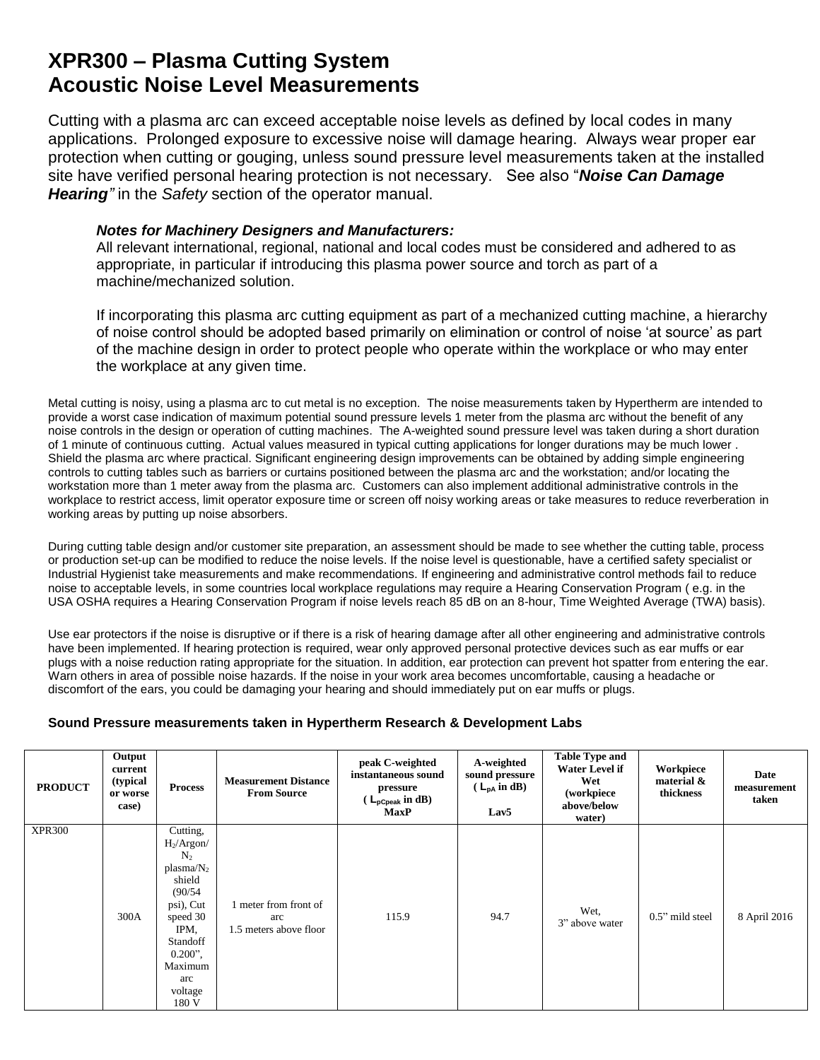# XPR300 – Plasma Cutting System
# Acoustic Noise Level Measurements

Cutting with a plasma arc can exceed acceptable noise levels as defined by local codes in many applications. Prolonged exposure to excessive noise will damage hearing. Always wear proper ear protection when cutting or gouging, unless sound pressure level measurements taken at the installed site have verified personal hearing protection is not necessary. See also "***Noise Can Damage Hearing"*** in the *Safety* section of the operator manual.

> ***Notes for Machinery Designers and Manufacturers:***
> All relevant international, regional, national and local codes must be considered and adhered to as appropriate, in particular if introducing this plasma power source and torch as part of a machine/mechanized solution.
>
> If incorporating this plasma arc cutting equipment as part of a mechanized cutting machine, a hierarchy of noise control should be adopted based primarily on elimination or control of noise 'at source' as part of the machine design in order to protect people who operate within the workplace or who may enter the workplace at any given time.

Metal cutting is noisy, using a plasma arc to cut metal is no exception. The noise measurements taken by Hypertherm are intended to provide a worst case indication of maximum potential sound pressure levels 1 meter from the plasma arc without the benefit of any noise controls in the design or operation of cutting machines. The A-weighted sound pressure level was taken during a short duration of 1 minute of continuous cutting. Actual values measured in typical cutting applications for longer durations may be much lower . Shield the plasma arc where practical. Significant engineering design improvements can be obtained by adding simple engineering controls to cutting tables such as barriers or curtains positioned between the plasma arc and the workstation; and/or locating the workstation more than 1 meter away from the plasma arc. Customers can also implement additional administrative controls in the workplace to restrict access, limit operator exposure time or screen off noisy working areas or take measures to reduce reverberation in working areas by putting up noise absorbers.

During cutting table design and/or customer site preparation, an assessment should be made to see whether the cutting table, process or production set-up can be modified to reduce the noise levels. If the noise level is questionable, have a certified safety specialist or Industrial Hygienist take measurements and make recommendations. If engineering and administrative control methods fail to reduce noise to acceptable levels, in some countries local workplace regulations may require a Hearing Conservation Program ( e.g. in the USA OSHA requires a Hearing Conservation Program if noise levels reach 85 dB on an 8-hour, Time Weighted Average (TWA) basis).

Use ear protectors if the noise is disruptive or if there is a risk of hearing damage after all other engineering and administrative controls have been implemented. If hearing protection is required, wear only approved personal protective devices such as ear muffs or ear plugs with a noise reduction rating appropriate for the situation. In addition, ear protection can prevent hot spatter from entering the ear. Warn others in area of possible noise hazards. If the noise in your work area becomes uncomfortable, causing a headache or discomfort of the ears, you could be damaging your hearing and should immediately put on ear muffs or plugs.

**Sound Pressure measurements taken in Hypertherm Research & Development Labs**

| PRODUCT | Output current (typical or worse case) | Process | Measurement Distance From Source | peak C-weighted instantaneous sound pressure ( $L_{pCpeak}$ in dB) MaxP | A-weighted sound pressure ( $L_{pA}$ in dB) Lav5 | Table Type and Water Level if Wet (workpiece above/below water) | Workpiece material & thickness | Date measurement taken |
|---|---|---|---|---|---|---|---|---|
| XPR300 | 300A | Cutting, $H_2$/Argon/ $N_2$ plasma/$N_2$ shield (90/54 psi), Cut speed 30 IPM, Standoff 0.200", Maximum arc voltage 180 V | 1 meter from front of arc 1.5 meters above floor | 115.9 | 94.7 | Wet, 3" above water | 0.5" mild steel | 8 April 2016 |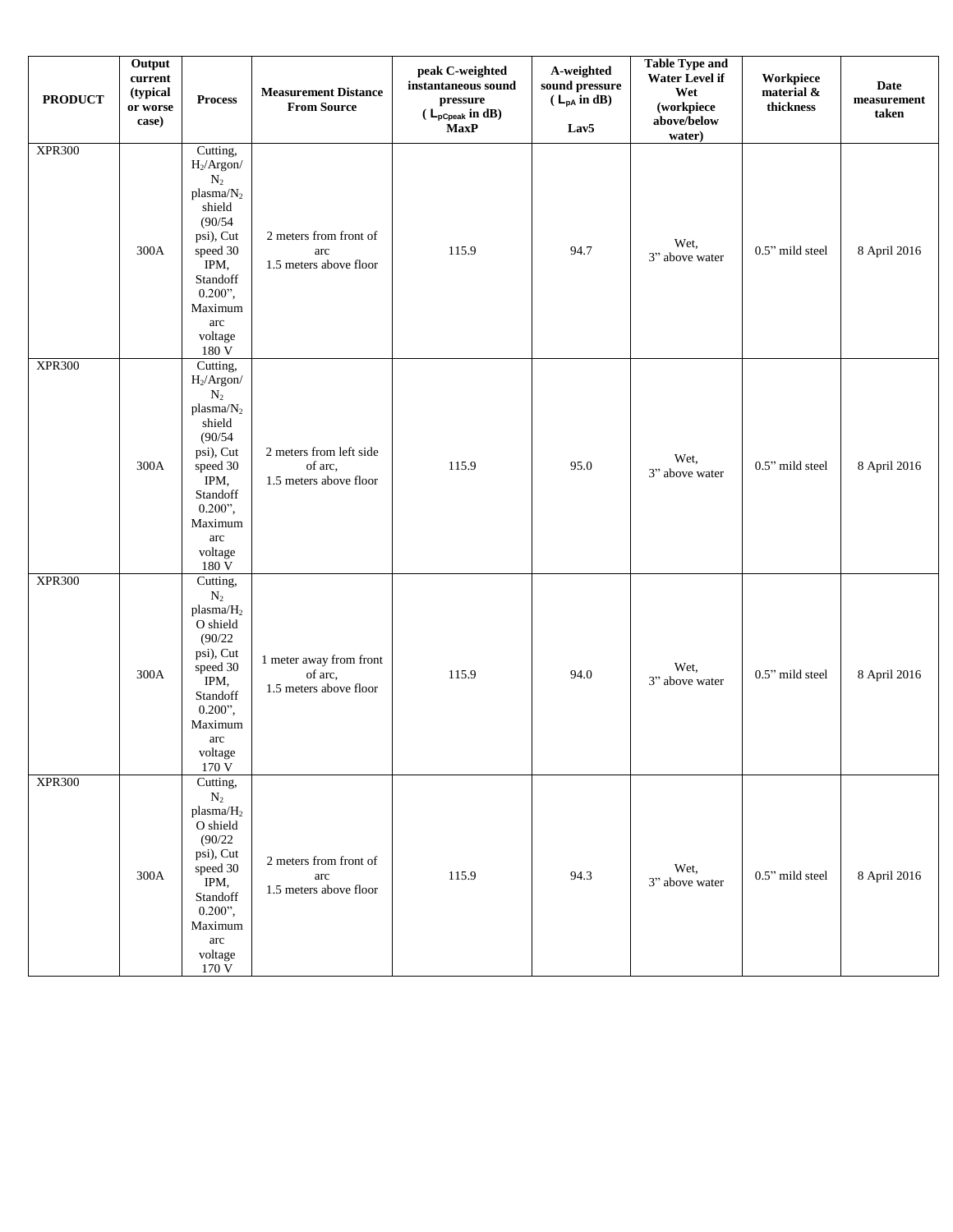| PRODUCT | Output current (typical or worse case) | Process | Measurement Distance From Source | peak C-weighted instantaneous sound pressure ( $L_{pCpeak}$ in dB) MaxP | A-weighted sound pressure ( $L_{pA}$ in dB) Lav5 | Table Type and Water Level if Wet (workpiece above/below water) | Workpiece material & thickness | Date measurement taken |
|---|---|---|---|---|---|---|---|---|
| XPR300 | 300A | Cutting, $H_2$/Argon/ $N_2$ plasma/$N_2$ shield (90/54 psi), Cut speed 30 IPM, Standoff 0.200", Maximum arc voltage 180 V | 2 meters from front of arc 1.5 meters above floor | 115.9 | 94.7 | Wet, 3" above water | 0.5" mild steel | 8 April 2016 |
| XPR300 | 300A | Cutting, $H_2$/Argon/ $N_2$ plasma/$N_2$ shield (90/54 psi), Cut speed 30 IPM, Standoff 0.200", Maximum arc voltage 180 V | 2 meters from left side of arc, 1.5 meters above floor | 115.9 | 95.0 | Wet, 3" above water | 0.5" mild steel | 8 April 2016 |
| XPR300 | 300A | Cutting, $N_2$ plasma/$H_2O$ shield (90/22 psi), Cut speed 30 IPM, Standoff 0.200", Maximum arc voltage 170 V | 1 meter away from front of arc, 1.5 meters above floor | 115.9 | 94.0 | Wet, 3" above water | 0.5" mild steel | 8 April 2016 |
| XPR300 | 300A | Cutting, $N_2$ plasma/$H_2O$ shield (90/22 psi), Cut speed 30 IPM, Standoff 0.200", Maximum arc voltage 170 V | 2 meters from front of arc 1.5 meters above floor | 115.9 | 94.3 | Wet, 3" above water | 0.5" mild steel | 8 April 2016 |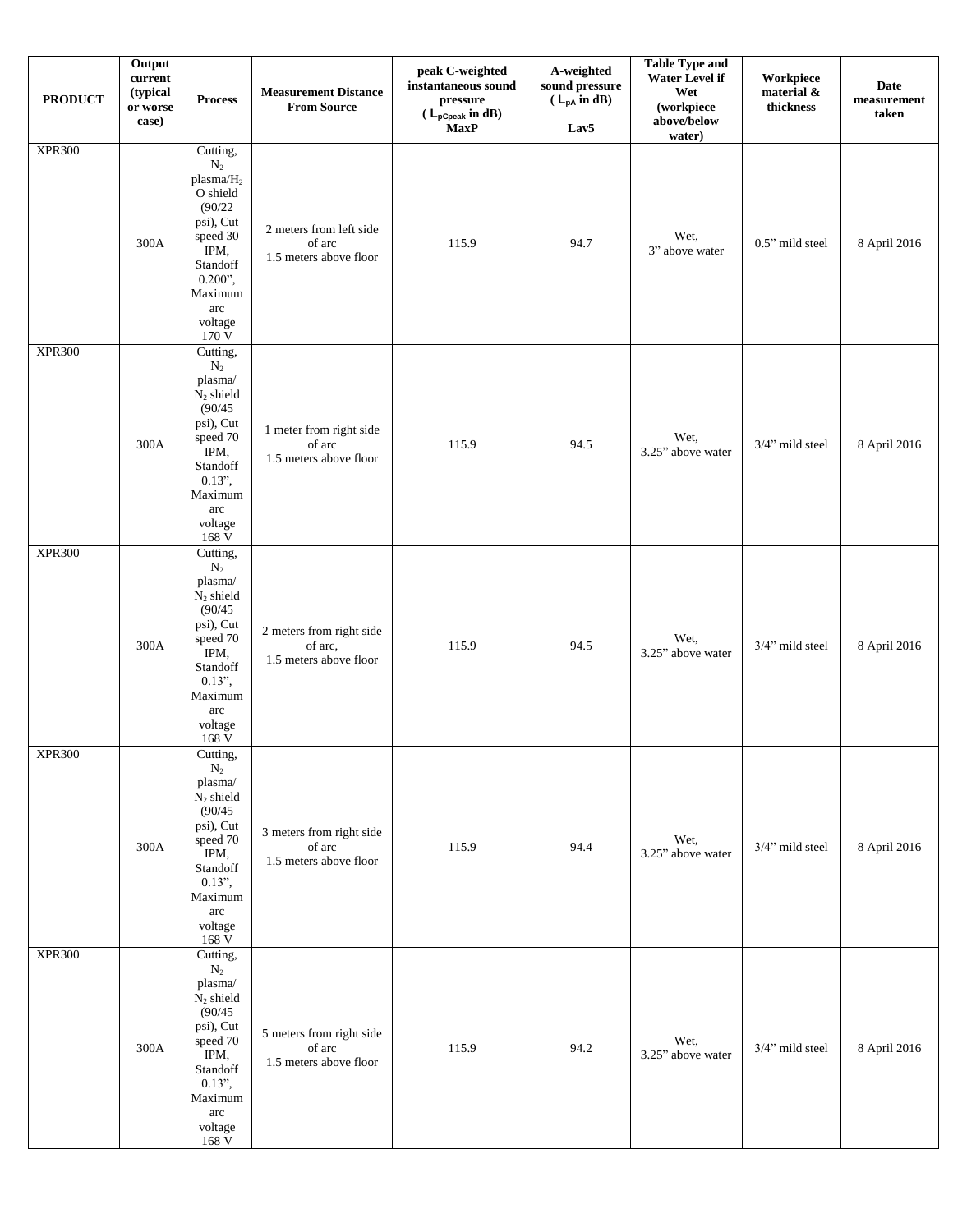| PRODUCT | Output current (typical or worse case) | Process | Measurement Distance From Source | peak C-weighted instantaneous sound pressure ( $L_{pCpeak}$ in dB) MaxP | A-weighted sound pressure ( $L_{pA}$ in dB) Lav5 | Table Type and Water Level if Wet (workpiece above/below water) | Workpiece material & thickness | Date measurement taken |
|---|---|---|---|---|---|---|---|---|
| XPR300 | 300A | Cutting, $N_2$ plasma/$H_2O$ shield (90/22 psi), Cut speed 30 IPM, Standoff 0.200", Maximum arc voltage 170 V | 2 meters from left side of arc 1.5 meters above floor | 115.9 | 94.7 | Wet, 3" above water | 0.5" mild steel | 8 April 2016 |
| XPR300 | 300A | Cutting, $N_2$ plasma/ $N_2$ shield (90/45 psi), Cut speed 70 IPM, Standoff 0.13", Maximum arc voltage 168 V | 1 meter from right side of arc 1.5 meters above floor | 115.9 | 94.5 | Wet, 3.25" above water | 3/4" mild steel | 8 April 2016 |
| XPR300 | 300A | Cutting, $N_2$ plasma/ $N_2$ shield (90/45 psi), Cut speed 70 IPM, Standoff 0.13", Maximum arc voltage 168 V | 2 meters from right side of arc, 1.5 meters above floor | 115.9 | 94.5 | Wet, 3.25" above water | 3/4" mild steel | 8 April 2016 |
| XPR300 | 300A | Cutting, $N_2$ plasma/ $N_2$ shield (90/45 psi), Cut speed 70 IPM, Standoff 0.13", Maximum arc voltage 168 V | 3 meters from right side of arc 1.5 meters above floor | 115.9 | 94.4 | Wet, 3.25" above water | 3/4" mild steel | 8 April 2016 |
| XPR300 | 300A | Cutting, $N_2$ plasma/ $N_2$ shield (90/45 psi), Cut speed 70 IPM, Standoff 0.13", Maximum arc voltage 168 V | 5 meters from right side of arc 1.5 meters above floor | 115.9 | 94.2 | Wet, 3.25" above water | 3/4" mild steel | 8 April 2016 |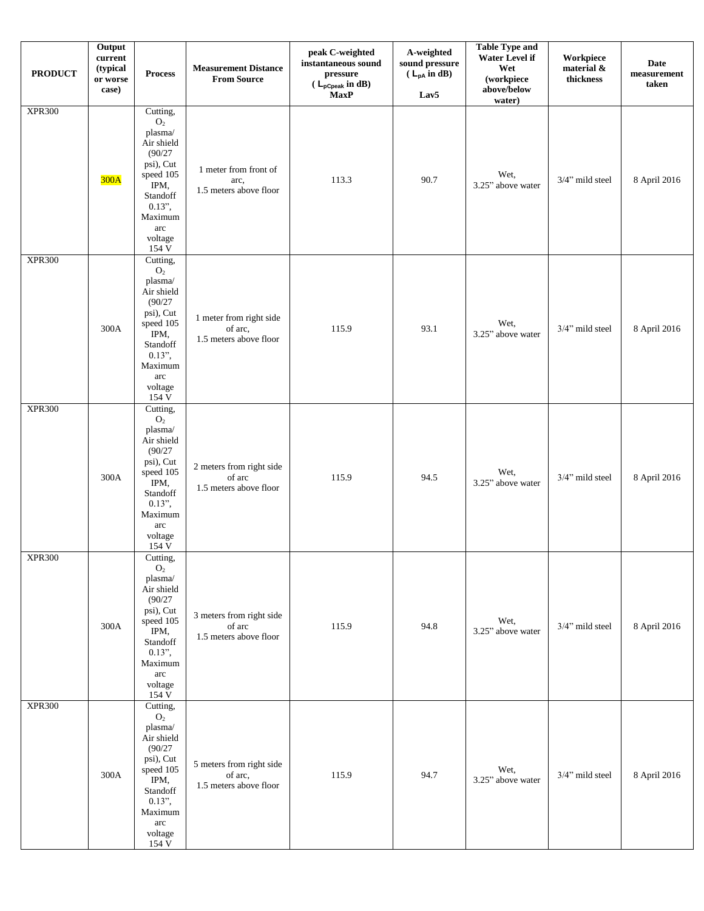| PRODUCT | Output current (typical or worse case) | Process | Measurement Distance From Source | peak C-weighted instantaneous sound pressure ( $L_{pCpeak}$ in dB) MaxP | A-weighted sound pressure ( $L_{pA}$ in dB) Lav5 | Table Type and Water Level if Wet (workpiece above/below water) | Workpiece material & thickness | Date measurement taken |
|---|---|---|---|---|---|---|---|---|
| XPR300 | 300A | Cutting, $O_2$ plasma/ Air shield (90/27 psi), Cut speed 105 IPM, Standoff 0.13", Maximum arc voltage 154 V | 1 meter from front of arc, 1.5 meters above floor | 113.3 | 90.7 | Wet, 3.25" above water | 3/4" mild steel | 8 April 2016 |
| XPR300 | 300A | Cutting, $O_2$ plasma/ Air shield (90/27 psi), Cut speed 105 IPM, Standoff 0.13", Maximum arc voltage 154 V | 1 meter from right side of arc, 1.5 meters above floor | 115.9 | 93.1 | Wet, 3.25" above water | 3/4" mild steel | 8 April 2016 |
| XPR300 | 300A | Cutting, $O_2$ plasma/ Air shield (90/27 psi), Cut speed 105 IPM, Standoff 0.13", Maximum arc voltage 154 V | 2 meters from right side of arc 1.5 meters above floor | 115.9 | 94.5 | Wet, 3.25" above water | 3/4" mild steel | 8 April 2016 |
| XPR300 | 300A | Cutting, $O_2$ plasma/ Air shield (90/27 psi), Cut speed 105 IPM, Standoff 0.13", Maximum arc voltage 154 V | 3 meters from right side of arc 1.5 meters above floor | 115.9 | 94.8 | Wet, 3.25" above water | 3/4" mild steel | 8 April 2016 |
| XPR300 | 300A | Cutting, $O_2$ plasma/ Air shield (90/27 psi), Cut speed 105 IPM, Standoff 0.13", Maximum arc voltage 154 V | 5 meters from right side of arc, 1.5 meters above floor | 115.9 | 94.7 | Wet, 3.25" above water | 3/4" mild steel | 8 April 2016 |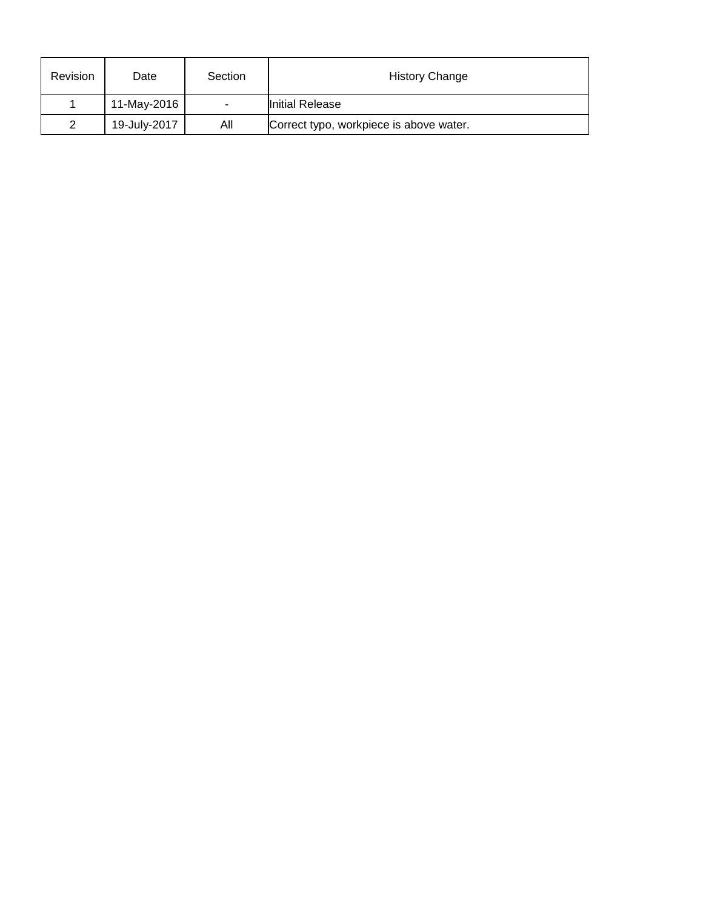| Revision | Date | Section | History Change |
|---|---|---|---|
| 1 | 11-May-2016 | - | Initial Release |
| 2 | 19-July-2017 | All | Correct typo, workpiece is above water. |